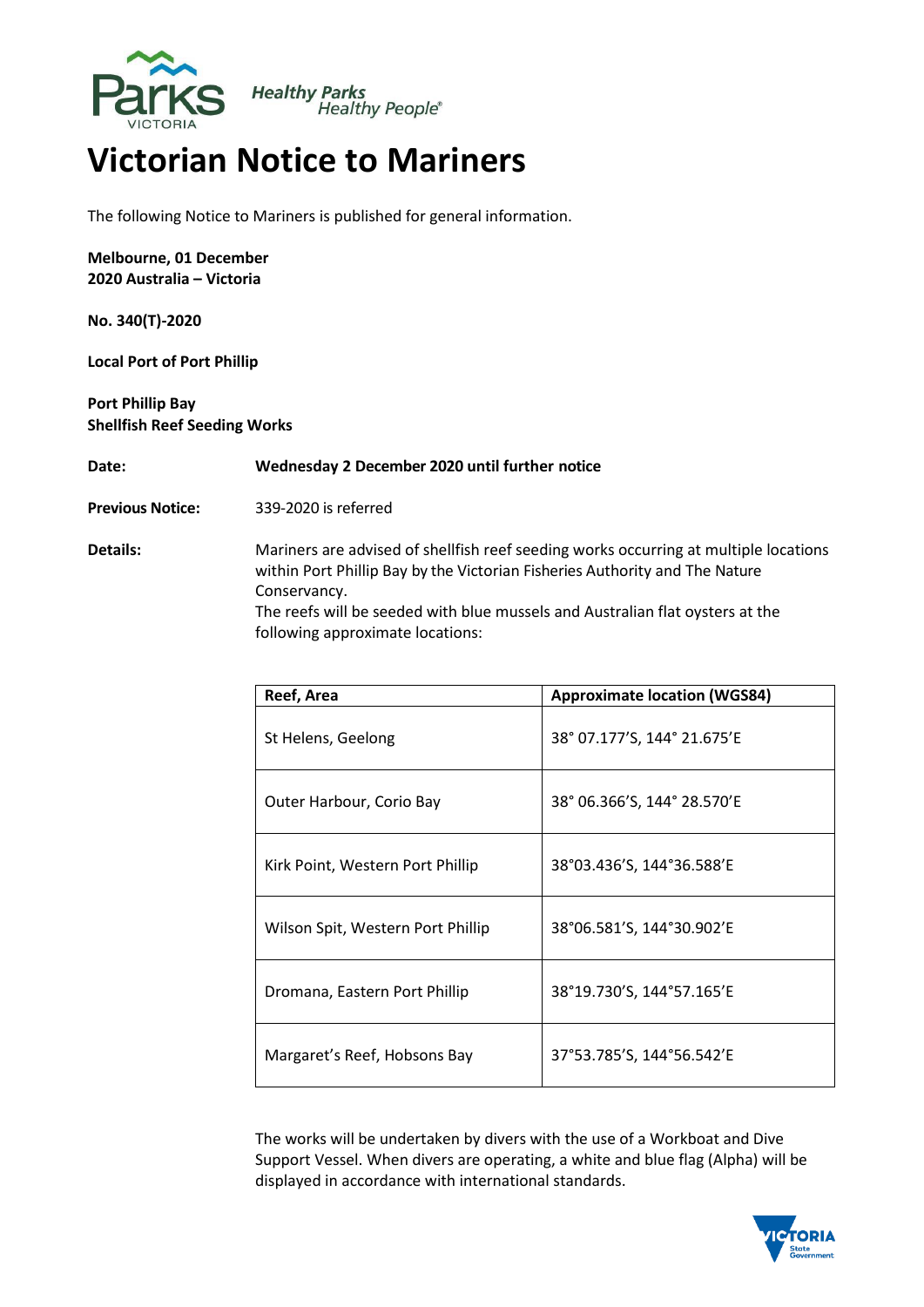# Victorian Notice to Mariners

The following Notice to Mariners is published for general information.

**Melbourne, 01 December 2020 Australia – Victoria**

**No. 340(T)-2020**

**Local Port of Port Phillip**

**Port Phillip Bay**
**Shellfish Reef Seeding Works**

**Date:** **Wednesday 2 December 2020 until further notice**

**Previous Notice:** 339-2020 is referred

**Details:** Mariners are advised of shellfish reef seeding works occurring at multiple locations within Port Phillip Bay by the Victorian Fisheries Authority and The Nature Conservancy.
The reefs will be seeded with blue mussels and Australian flat oysters at the following approximate locations:

| Reef, Area | Approximate location (WGS84) |
| --- | --- |
| St Helens, Geelong | 38° 07.177'S, 144° 21.675'E |
| Outer Harbour, Corio Bay | 38° 06.366'S, 144° 28.570'E |
| Kirk Point, Western Port Phillip | 38°03.436'S, 144°36.588'E |
| Wilson Spit, Western Port Phillip | 38°06.581'S, 144°30.902'E |
| Dromana, Eastern Port Phillip | 38°19.730'S, 144°57.165'E |
| Margaret's Reef, Hobsons Bay | 37°53.785'S, 144°56.542'E |

The works will be undertaken by divers with the use of a Workboat and Dive Support Vessel. When divers are operating, a white and blue flag (Alpha) will be displayed in accordance with international standards.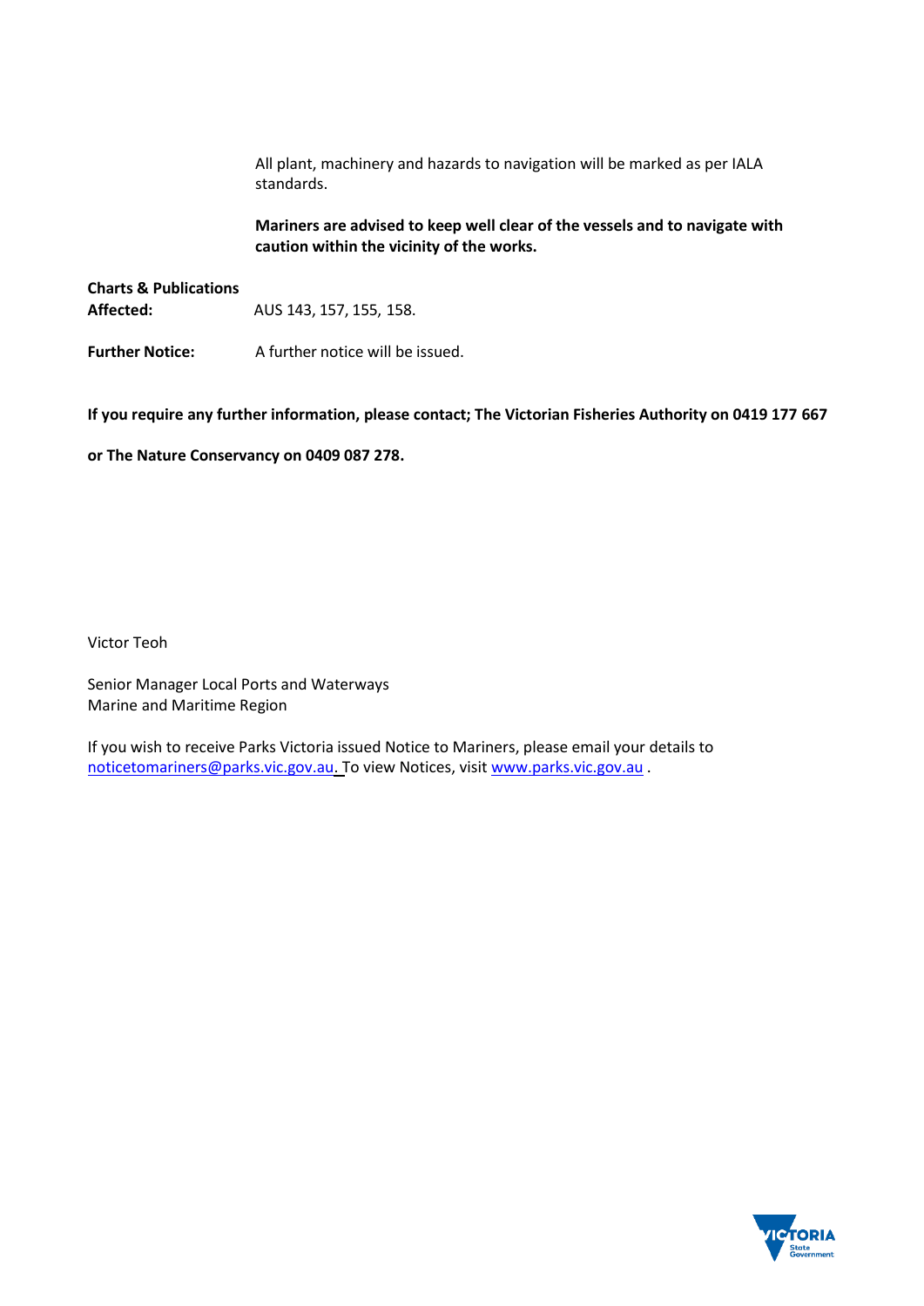All plant, machinery and hazards to navigation will be marked as per IALA standards.

**Mariners are advised to keep well clear of the vessels and to navigate with caution within the vicinity of the works.**

**Charts & Publications Affected:** AUS 143, 157, 155, 158.

**Further Notice:** A further notice will be issued.

**If you require any further information, please contact; The Victorian Fisheries Authority on 0419 177 667**

**or The Nature Conservancy on 0409 087 278.**

Victor Teoh

Senior Manager Local Ports and Waterways
Marine and Maritime Region

If you wish to receive Parks Victoria issued Notice to Mariners, please email your details to noticetomariners@parks.vic.gov.au. To view Notices, visit www.parks.vic.gov.au .